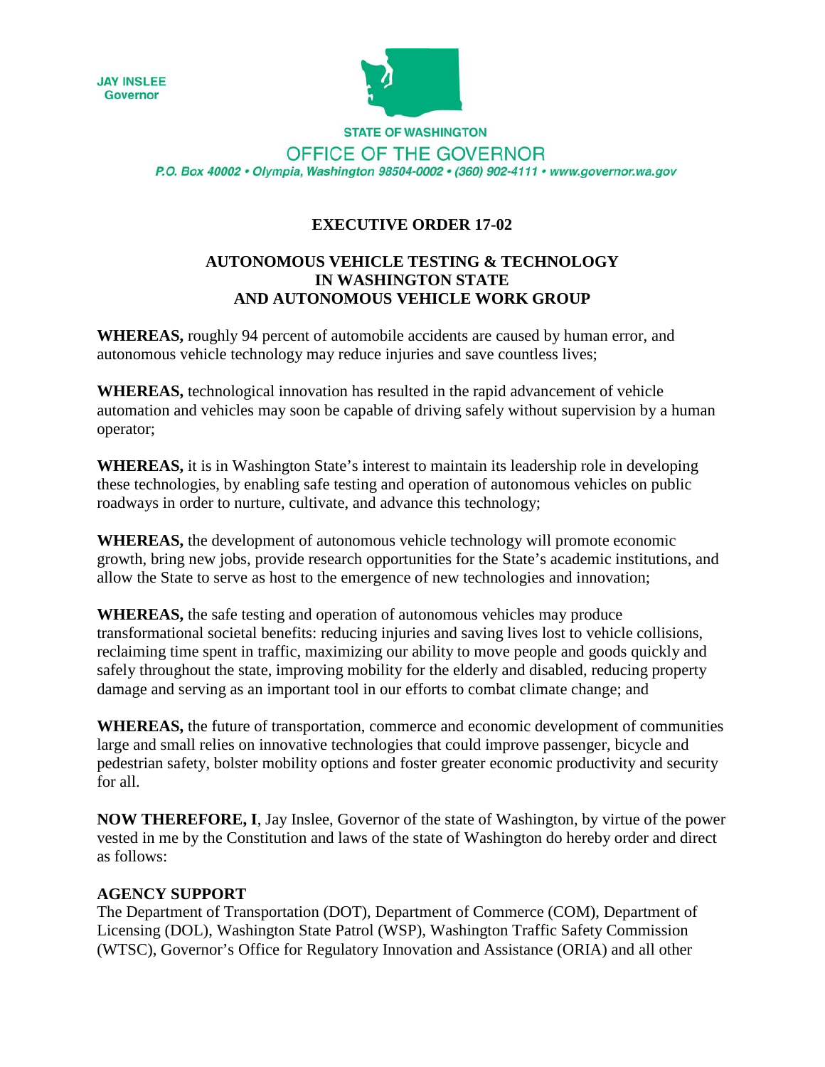JAY INSLEE
Governor

STATE OF WASHINGTON
OFFICE OF THE GOVERNOR
*P.O. Box 40002 • Olympia, Washington 98504-0002 • (360) 902-4111 • www.governor.wa.gov*

# EXECUTIVE ORDER 17-02

## AUTONOMOUS VEHICLE TESTING & TECHNOLOGY IN WASHINGTON STATE AND AUTONOMOUS VEHICLE WORK GROUP

**WHEREAS,** roughly 94 percent of automobile accidents are caused by human error, and autonomous vehicle technology may reduce injuries and save countless lives;

**WHEREAS,** technological innovation has resulted in the rapid advancement of vehicle automation and vehicles may soon be capable of driving safely without supervision by a human operator;

**WHEREAS,** it is in Washington State's interest to maintain its leadership role in developing these technologies, by enabling safe testing and operation of autonomous vehicles on public roadways in order to nurture, cultivate, and advance this technology;

**WHEREAS,** the development of autonomous vehicle technology will promote economic growth, bring new jobs, provide research opportunities for the State's academic institutions, and allow the State to serve as host to the emergence of new technologies and innovation;

**WHEREAS,** the safe testing and operation of autonomous vehicles may produce transformational societal benefits: reducing injuries and saving lives lost to vehicle collisions, reclaiming time spent in traffic, maximizing our ability to move people and goods quickly and safely throughout the state, improving mobility for the elderly and disabled, reducing property damage and serving as an important tool in our efforts to combat climate change; and

**WHEREAS,** the future of transportation, commerce and economic development of communities large and small relies on innovative technologies that could improve passenger, bicycle and pedestrian safety, bolster mobility options and foster greater economic productivity and security for all.

**NOW THEREFORE, I**, Jay Inslee, Governor of the state of Washington, by virtue of the power vested in me by the Constitution and laws of the state of Washington do hereby order and direct as follows:

### AGENCY SUPPORT

The Department of Transportation (DOT), Department of Commerce (COM), Department of Licensing (DOL), Washington State Patrol (WSP), Washington Traffic Safety Commission (WTSC), Governor's Office for Regulatory Innovation and Assistance (ORIA) and all other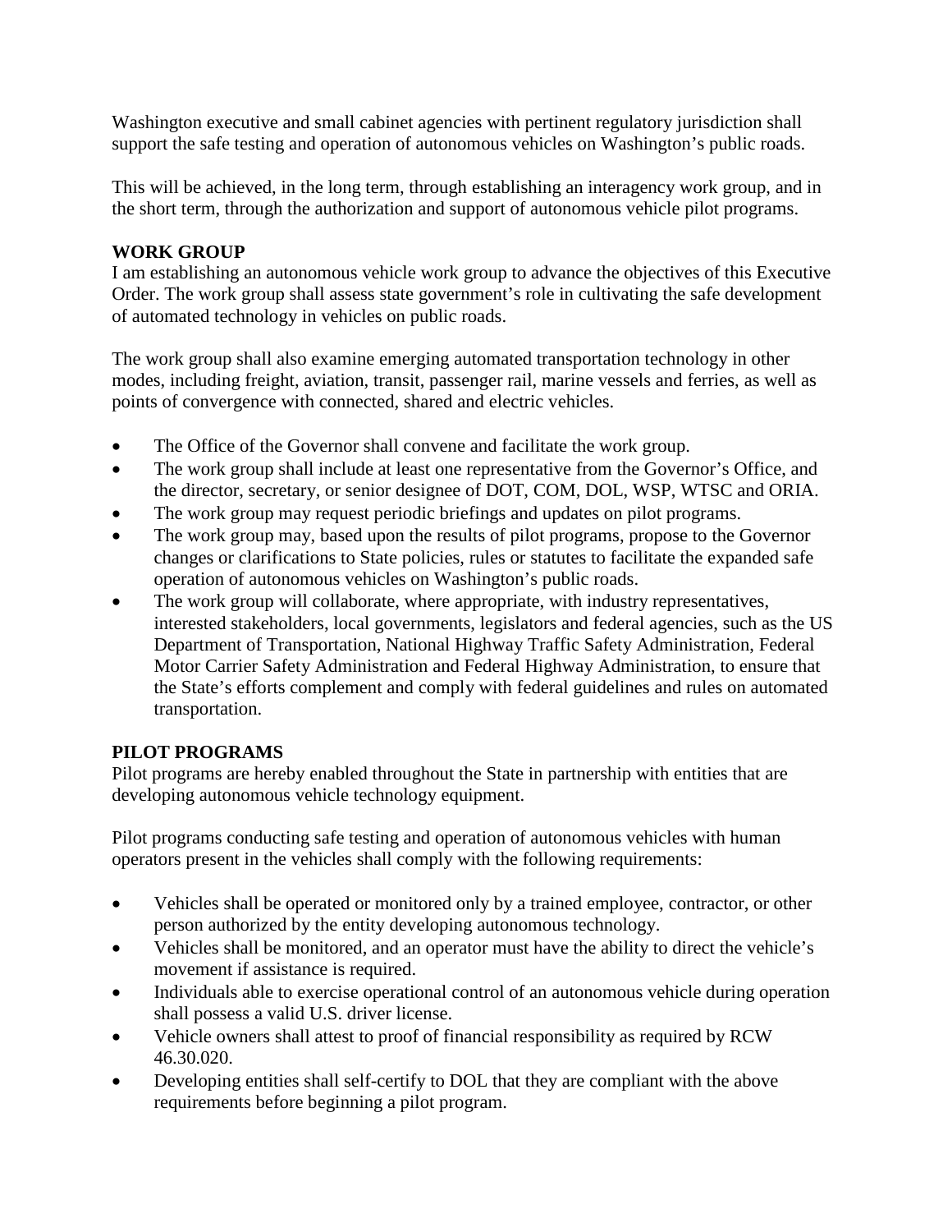Washington executive and small cabinet agencies with pertinent regulatory jurisdiction shall support the safe testing and operation of autonomous vehicles on Washington's public roads.

This will be achieved, in the long term, through establishing an interagency work group, and in the short term, through the authorization and support of autonomous vehicle pilot programs.

**WORK GROUP**

I am establishing an autonomous vehicle work group to advance the objectives of this Executive Order. The work group shall assess state government's role in cultivating the safe development of automated technology in vehicles on public roads.

The work group shall also examine emerging automated transportation technology in other modes, including freight, aviation, transit, passenger rail, marine vessels and ferries, as well as points of convergence with connected, shared and electric vehicles.

- The Office of the Governor shall convene and facilitate the work group.
- The work group shall include at least one representative from the Governor's Office, and the director, secretary, or senior designee of DOT, COM, DOL, WSP, WTSC and ORIA.
- The work group may request periodic briefings and updates on pilot programs.
- The work group may, based upon the results of pilot programs, propose to the Governor changes or clarifications to State policies, rules or statutes to facilitate the expanded safe operation of autonomous vehicles on Washington's public roads.
- The work group will collaborate, where appropriate, with industry representatives, interested stakeholders, local governments, legislators and federal agencies, such as the US Department of Transportation, National Highway Traffic Safety Administration, Federal Motor Carrier Safety Administration and Federal Highway Administration, to ensure that the State's efforts complement and comply with federal guidelines and rules on automated transportation.

**PILOT PROGRAMS**

Pilot programs are hereby enabled throughout the State in partnership with entities that are developing autonomous vehicle technology equipment.

Pilot programs conducting safe testing and operation of autonomous vehicles with human operators present in the vehicles shall comply with the following requirements:

- Vehicles shall be operated or monitored only by a trained employee, contractor, or other person authorized by the entity developing autonomous technology.
- Vehicles shall be monitored, and an operator must have the ability to direct the vehicle's movement if assistance is required.
- Individuals able to exercise operational control of an autonomous vehicle during operation shall possess a valid U.S. driver license.
- Vehicle owners shall attest to proof of financial responsibility as required by RCW 46.30.020.
- Developing entities shall self-certify to DOL that they are compliant with the above requirements before beginning a pilot program.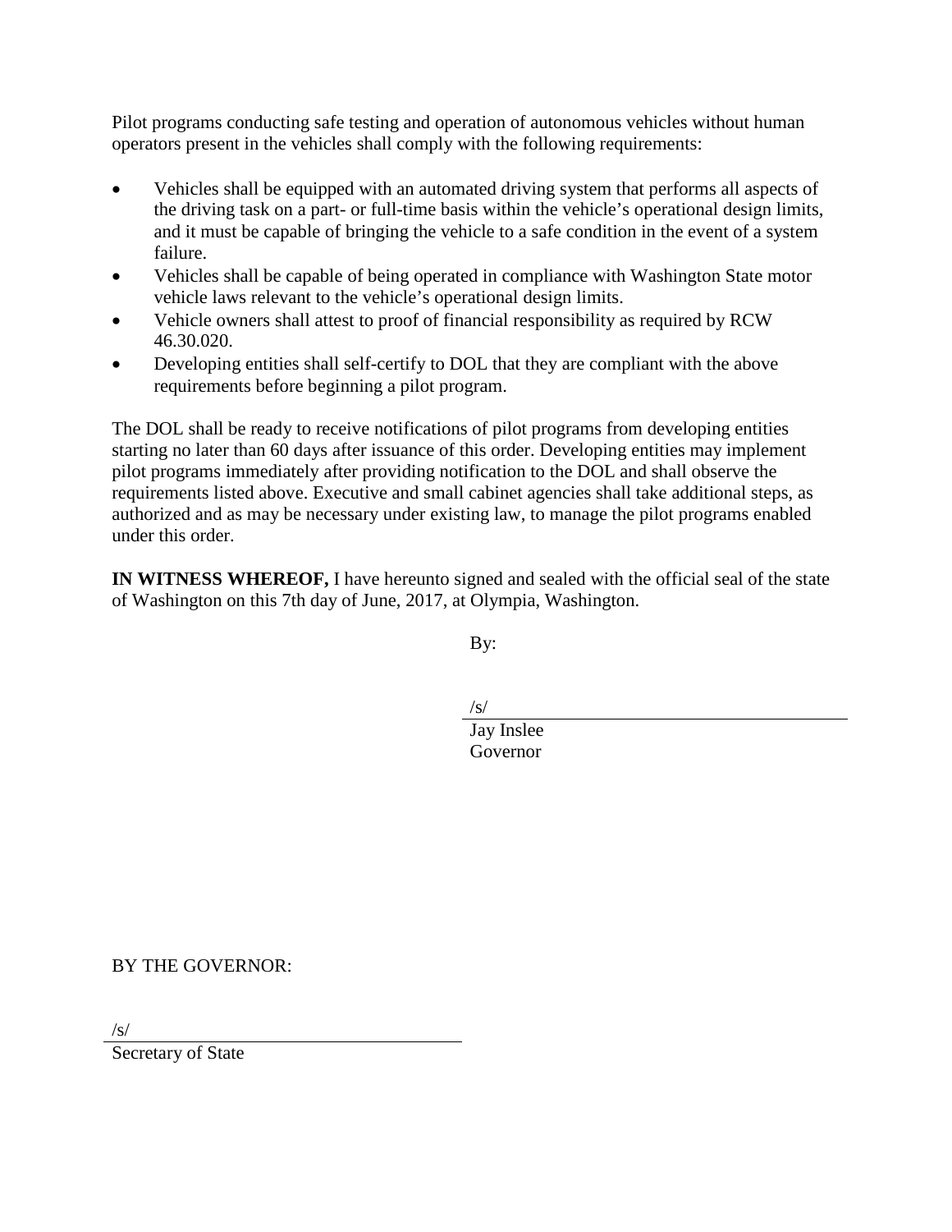Pilot programs conducting safe testing and operation of autonomous vehicles without human operators present in the vehicles shall comply with the following requirements:

- Vehicles shall be equipped with an automated driving system that performs all aspects of the driving task on a part- or full-time basis within the vehicle's operational design limits, and it must be capable of bringing the vehicle to a safe condition in the event of a system failure.
- Vehicles shall be capable of being operated in compliance with Washington State motor vehicle laws relevant to the vehicle's operational design limits.
- Vehicle owners shall attest to proof of financial responsibility as required by RCW 46.30.020.
- Developing entities shall self-certify to DOL that they are compliant with the above requirements before beginning a pilot program.

The DOL shall be ready to receive notifications of pilot programs from developing entities starting no later than 60 days after issuance of this order. Developing entities may implement pilot programs immediately after providing notification to the DOL and shall observe the requirements listed above. Executive and small cabinet agencies shall take additional steps, as authorized and as may be necessary under existing law, to manage the pilot programs enabled under this order.

**IN WITNESS WHEREOF,** I have hereunto signed and sealed with the official seal of the state of Washington on this 7th day of June, 2017, at Olympia, Washington.

By:

/s/
Jay Inslee
Governor

BY THE GOVERNOR:

/s/
Secretary of State